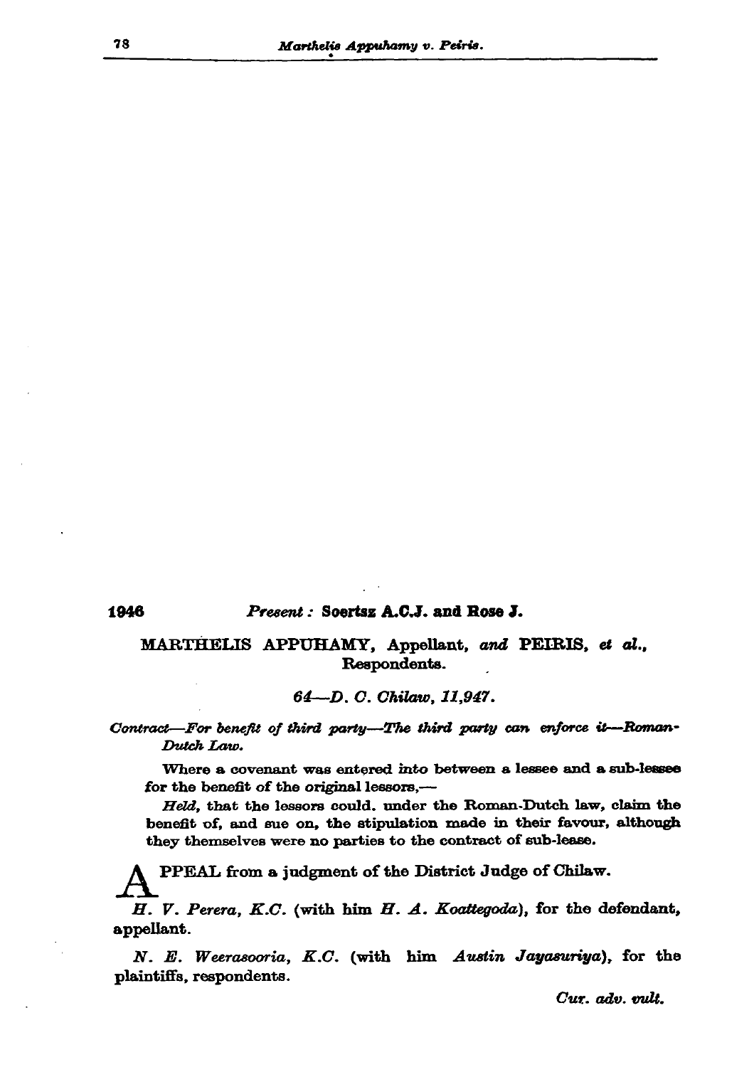1946

*Present:* **Soertsz A.C.J. and Rose J.**

**MARTHELIS APPUHAMY, Appellant, *and* PEIRIS, *et al.*, Respondents.**

*64—D. C. Chilaw, 11,947.*

*Contract—For benefit of third party—The third party can enforce it—Roman-Dutch Law.*

Where a covenant was entered into between a lessee and a sub-lessee for the benefit of the original lessors,—

*Held,* that the lessors could. under the Roman-Dutch law, claim the benefit of, and sue on, the stipulation made in their favour, although they themselves were no parties to the contract of sub-lease.

APPEAL from a judgment of the District Judge of Chilaw.

*H. V. Perera, K.C.* (with him *H. A. Koattegoda*), for the defendant, appellant.

*N. E. Weerasooria, K.C.* (with him *Austin Jayasuriya*), for the plaintiffs, respondents.

*Cur. adv. vult.*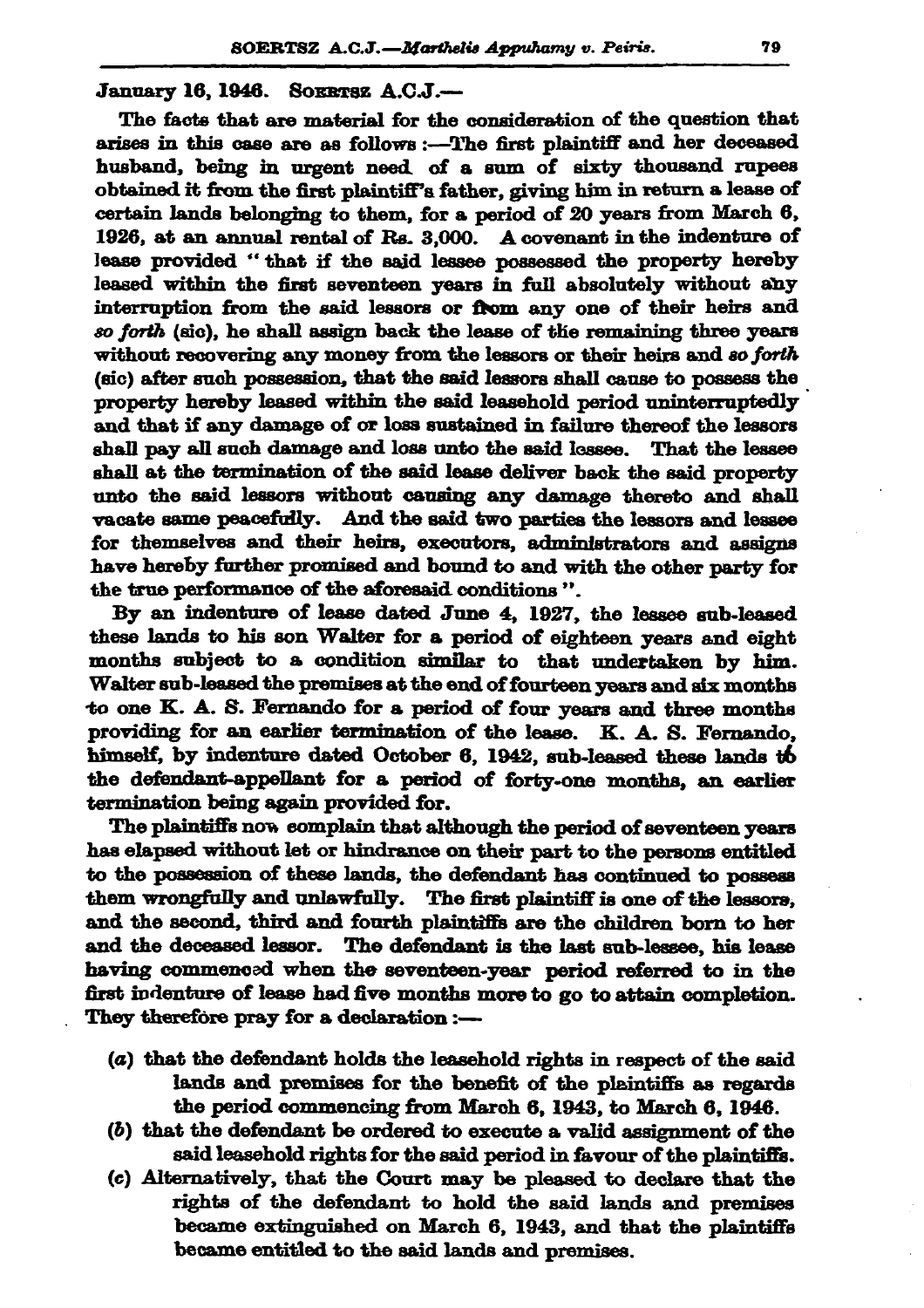January 16, 1946. SOERTSZ A.C.J.—

The facts that are material for the consideration of the question that arises in this case are as follows :—The first plaintiff and her deceased husband, being in urgent need of a sum of sixty thousand rupees obtained it from the first plaintiff's father, giving him in return a lease of certain lands belonging to them, for a period of 20 years from March 6, 1926, at an annual rental of Rs. 3,000. A covenant in the indenture of lease provided " that if the said lessee possessed the property hereby leased within the first seventeen years in full absolutely without any interruption from the said lessors or from any one of their heirs and *so forth* (sic), he shall assign back the lease of the remaining three years without recovering any money from the lessors or their heirs and *so forth* (sic) after such possession, that the said lessors shall cause to possess the property hereby leased within the said leasehold period uninterruptedly and that if any damage of or loss sustained in failure thereof the lessors shall pay all such damage and loss unto the said lessee. That the lessee shall at the termination of the said lease deliver back the said property unto the said lessors without causing any damage thereto and shall vacate same peacefully. And the said two parties the lessors and lessee for themselves and their heirs, executors, administrators and assigns have hereby further promised and bound to and with the other party for the true performance of the aforesaid conditions ".

By an indenture of lease dated June 4, 1927, the lessee sub-leased these lands to his son Walter for a period of eighteen years and eight months subject to a condition similar to that undertaken by him. Walter sub-leased the premises at the end of fourteen years and six months to one K. A. S. Fernando for a period of four years and three months providing for an earlier termination of the lease. K. A. S. Fernando, himself, by indenture dated October 6, 1942, sub-leased these lands to the defendant-appellant for a period of forty-one months, an earlier termination being again provided for.

The plaintiffs now complain that although the period of seventeen years has elapsed without let or hindrance on their part to the persons entitled to the possession of these lands, the defendant has continued to possess them wrongfully and unlawfully. The first plaintiff is one of the lessors, and the second, third and fourth plaintiffs are the children born to her and the deceased lessor. The defendant is the last sub-lessee, his lease having commenced when the seventeen-year period referred to in the first indenture of lease had five months more to go to attain completion. They therefore pray for a declaration :—

(*a*) that the defendant holds the leasehold rights in respect of the said lands and premises for the benefit of the plaintiffs as regards the period commencing from March 6, 1943, to March 6, 1946.

(*b*) that the defendant be ordered to execute a valid assignment of the said leasehold rights for the said period in favour of the plaintiffs.

(*c*) Alternatively, that the Court may be pleased to declare that the rights of the defendant to hold the said lands and premises became extinguished on March 6, 1943, and that the plaintiffs became entitled to the said lands and premises.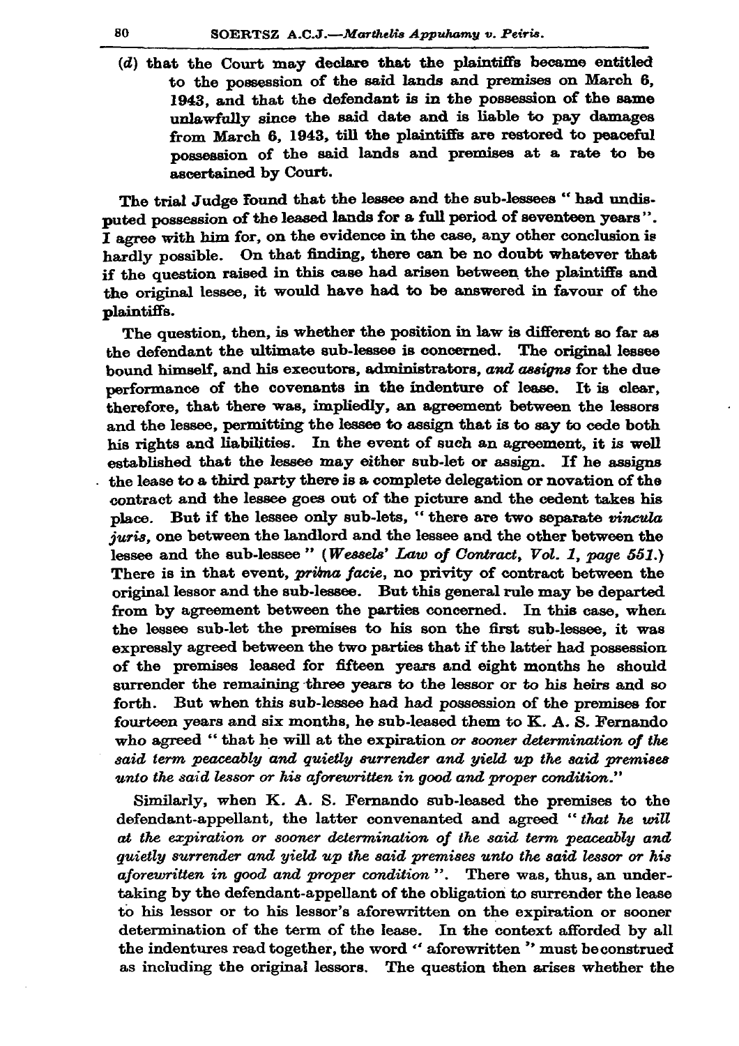(*d*) that the Court may declare that the plaintiffs became entitled to the possession of the said lands and premises on March 6, 1943, and that the defendant is in the possession of the same unlawfully since the said date and is liable to pay damages from March 6, 1943, till the plaintiffs are restored to peaceful possession of the said lands and premises at a rate to be ascertained by Court.

The trial Judge found that the lessee and the sub-lessees " had undisputed possession of the leased lands for a full period of seventeen years ". I agree with him for, on the evidence in the case, any other conclusion is hardly possible. On that finding, there can be no doubt whatever that if the question raised in this case had arisen between the plaintiffs and the original lessee, it would have had to be answered in favour of the plaintiffs.

The question, then, is whether the position in law is different so far as the defendant the ultimate sub-lessee is concerned. The original lessee bound himself, and his executors, administrators, *and assigns* for the due performance of the covenants in the indenture of lease. It is clear, therefore, that there was, impliedly, an agreement between the lessors and the lessee, permitting the lessee to assign that is to say to cede both his rights and liabilities. In the event of such an agreement, it is well established that the lessee may either sub-let or assign. If he assigns the lease to a third party there is a complete delegation or novation of the contract and the lessee goes out of the picture and the cedent takes his place. But if the lessee only sub-lets, " there are two separate *vincula juris*, one between the landlord and the lessee and the other between the lessee and the sub-lessee " (*Wessels' Law of Contract, Vol. 1, page 551.*) There is in that event, *prima facie*, no privity of contract between the original lessor and the sub-lessee. But this general rule may be departed from by agreement between the parties concerned. In this case, when the lessee sub-let the premises to his son the first sub-lessee, it was expressly agreed between the two parties that if the latter had possession of the premises leased for fifteen years and eight months he should surrender the remaining three years to the lessor or to his heirs and so forth. But when this sub-lessee had had possession of the premises for fourteen years and six months, he sub-leased them to K. A. S. Fernando who agreed " that he will at the expiration *or sooner determination of the said term peaceably and quietly surrender and yield up the said premises unto the said lessor or his aforewritten in good and proper condition.*"

Similarly, when K. A. S. Fernando sub-leased the premises to the defendant-appellant, the latter convenanted and agreed " *that he will at the expiration or sooner determination of the said term peaceably and quietly surrender and yield up the said premises unto the said lessor or his aforewritten in good and proper condition* ". There was, thus, an undertaking by the defendant-appellant of the obligation to surrender the lease to his lessor or to his lessor's aforewritten on the expiration or sooner determination of the term of the lease. In the context afforded by all the indentures read together, the word " aforewritten " must be construed as including the original lessors. The question then arises whether the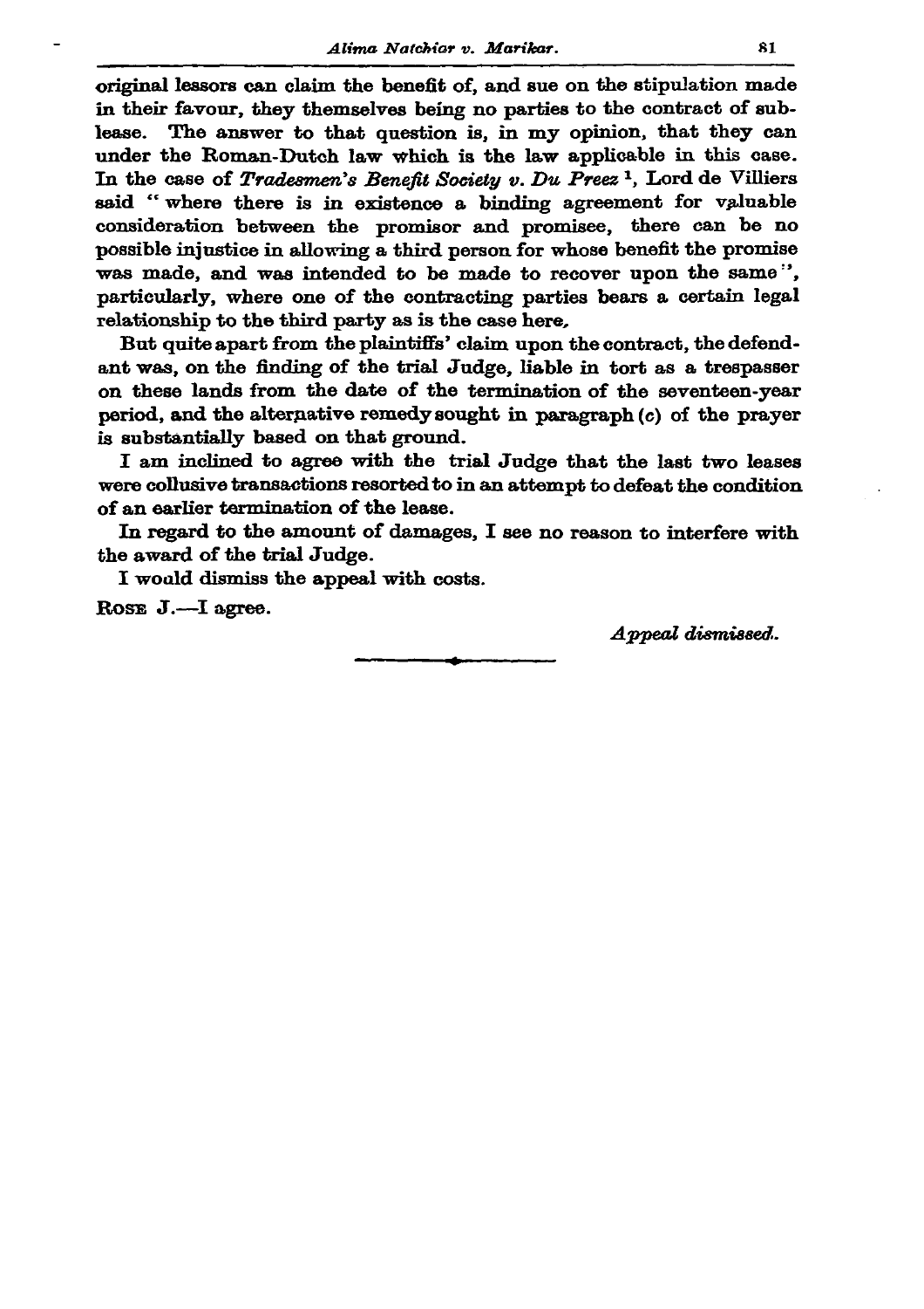original lessors can claim the benefit of, and sue on the stipulation made in their favour, they themselves being no parties to the contract of sub-lease. The answer to that question is, in my opinion, that they can under the Roman-Dutch law which is the law applicable in this case. In the case of *Tradesmen's Benefit Society v. Du Preez* [1], Lord de Villiers said " where there is in existence a binding agreement for valuable consideration between the promisor and promisee, there can be no possible injustice in allowing a third person for whose benefit the promise was made, and was intended to be made to recover upon the same ", particularly, where one of the contracting parties bears a certain legal relationship to the third party as is the case here.

But quite apart from the plaintiffs' claim upon the contract, the defendant was, on the finding of the trial Judge, liable in tort as a trespasser on these lands from the date of the termination of the seventeen-year period, and the alternative remedy sought in paragraph (c) of the prayer is substantially based on that ground.

I am inclined to agree with the trial Judge that the last two leases were collusive transactions resorted to in an attempt to defeat the condition of an earlier termination of the lease.

In regard to the amount of damages, I see no reason to interfere with the award of the trial Judge.

I would dismiss the appeal with costs.

ROSE J.—I agree.

*Appeal dismissed.*